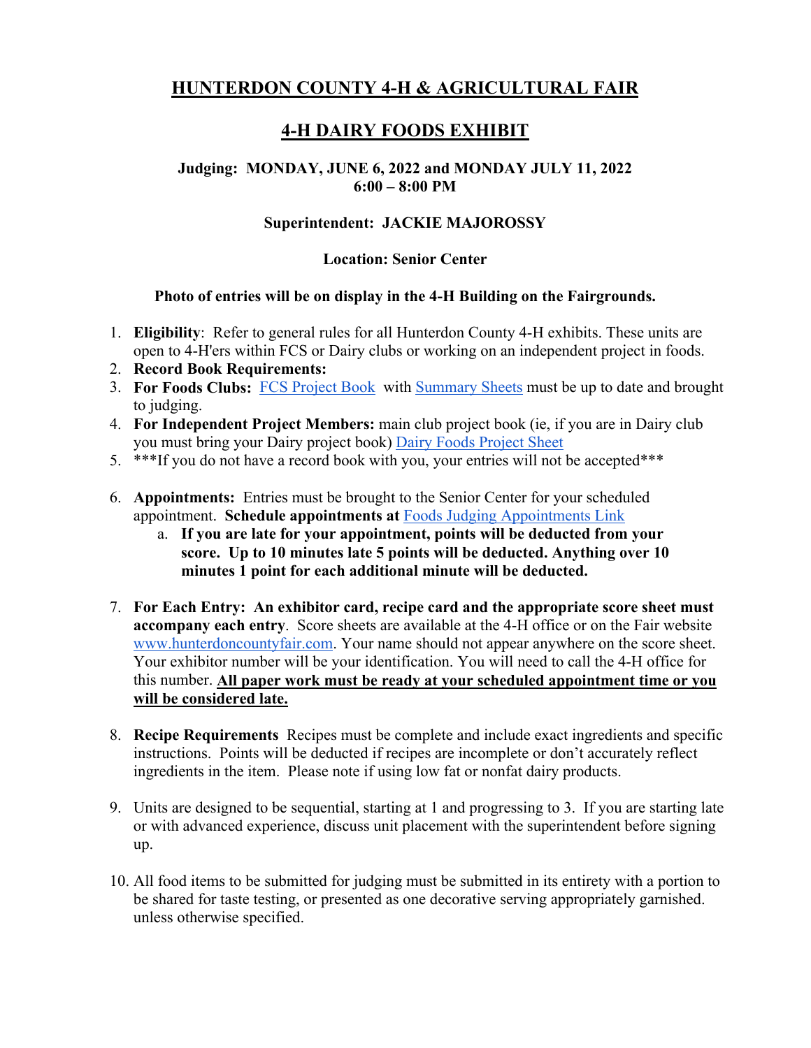# HUNTERDON COUNTY 4-H & AGRICULTURAL FAIR

## 4-H DAIRY FOODS EXHIBIT

**Judging: MONDAY, JUNE 6, 2022 and MONDAY JULY 11, 2022**
**6:00 – 8:00 PM**

**Superintendent: JACKIE MAJOROSSY**

**Location: Senior Center**

**Photo of entries will be on display in the 4-H Building on the Fairgrounds.**

1. **Eligibility**: Refer to general rules for all Hunterdon County 4-H exhibits. These units are open to 4-H'ers within FCS or Dairy clubs or working on an independent project in foods.
2. **Record Book Requirements:**
3. **For Foods Clubs:** FCS Project Book with Summary Sheets must be up to date and brought to judging.
4. **For Independent Project Members:** main club project book (ie, if you are in Dairy club you must bring your Dairy project book) Dairy Foods Project Sheet
5. ***If you do not have a record book with you, your entries will not be accepted***
6. **Appointments:** Entries must be brought to the Senior Center for your scheduled appointment. **Schedule appointments at** Foods Judging Appointments Link
   a. **If you are late for your appointment, points will be deducted from your score. Up to 10 minutes late 5 points will be deducted. Anything over 10 minutes 1 point for each additional minute will be deducted.**
7. **For Each Entry: An exhibitor card, recipe card and the appropriate score sheet must accompany each entry**. Score sheets are available at the 4-H office or on the Fair website www.hunterdoncountyfair.com. Your name should not appear anywhere on the score sheet. Your exhibitor number will be your identification. You will need to call the 4-H office for this number. **All paper work must be ready at your scheduled appointment time or you will be considered late.**
8. **Recipe Requirements** Recipes must be complete and include exact ingredients and specific instructions. Points will be deducted if recipes are incomplete or don't accurately reflect ingredients in the item. Please note if using low fat or nonfat dairy products.
9. Units are designed to be sequential, starting at 1 and progressing to 3. If you are starting late or with advanced experience, discuss unit placement with the superintendent before signing up.
10. All food items to be submitted for judging must be submitted in its entirety with a portion to be shared for taste testing, or presented as one decorative serving appropriately garnished. unless otherwise specified.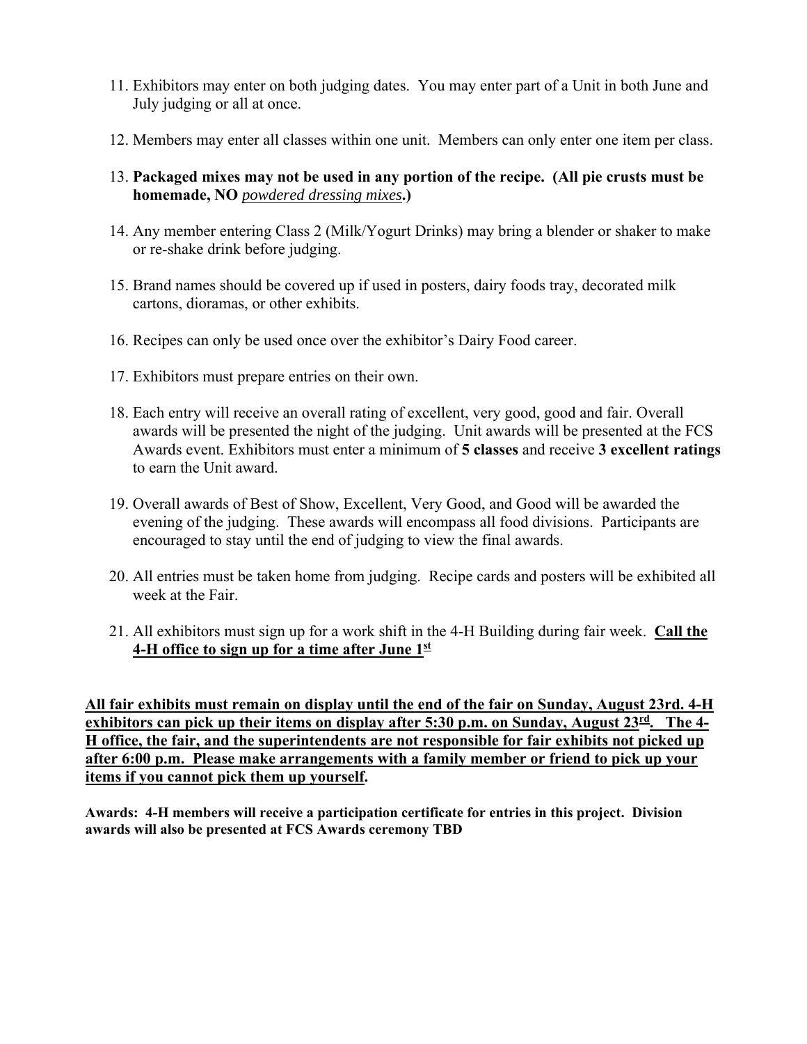11. Exhibitors may enter on both judging dates. You may enter part of a Unit in both June and July judging or all at once.

12. Members may enter all classes within one unit. Members can only enter one item per class.

13. **Packaged mixes may not be used in any portion of the recipe. (All pie crusts must be homemade, NO** ***powdered dressing mixes*****.)**

14. Any member entering Class 2 (Milk/Yogurt Drinks) may bring a blender or shaker to make or re-shake drink before judging.

15. Brand names should be covered up if used in posters, dairy foods tray, decorated milk cartons, dioramas, or other exhibits.

16. Recipes can only be used once over the exhibitor's Dairy Food career.

17. Exhibitors must prepare entries on their own.

18. Each entry will receive an overall rating of excellent, very good, good and fair. Overall awards will be presented the night of the judging. Unit awards will be presented at the FCS Awards event. Exhibitors must enter a minimum of **5 classes** and receive **3 excellent ratings** to earn the Unit award.

19. Overall awards of Best of Show, Excellent, Very Good, and Good will be awarded the evening of the judging. These awards will encompass all food divisions. Participants are encouraged to stay until the end of judging to view the final awards.

20. All entries must be taken home from judging. Recipe cards and posters will be exhibited all week at the Fair.

21. All exhibitors must sign up for a work shift in the 4-H Building during fair week. **Call the 4-H office to sign up for a time after June 1st**

**All fair exhibits must remain on display until the end of the fair on Sunday, August 23rd. 4-H exhibitors can pick up their items on display after 5:30 p.m. on Sunday, August 23rd. The 4-H office, the fair, and the superintendents are not responsible for fair exhibits not picked up after 6:00 p.m. Please make arrangements with a family member or friend to pick up your items if you cannot pick them up yourself.**

**Awards: 4-H members will receive a participation certificate for entries in this project. Division awards will also be presented at FCS Awards ceremony TBD**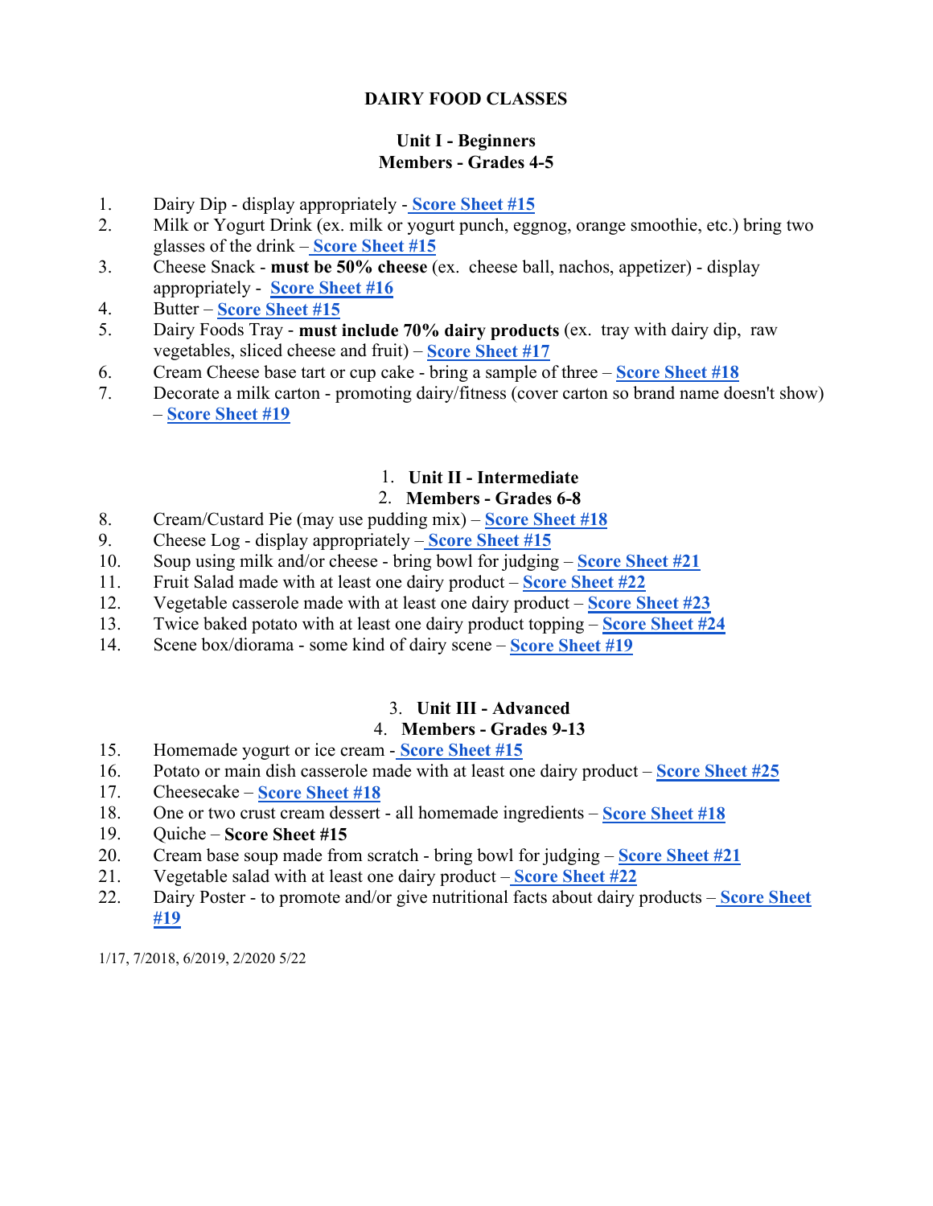# DAIRY FOOD CLASSES

## Unit I - Beginners
## Members - Grades 4-5

1. Dairy Dip - display appropriately - **Score Sheet #15**
2. Milk or Yogurt Drink (ex. milk or yogurt punch, eggnog, orange smoothie, etc.) bring two glasses of the drink – **Score Sheet #15**
3. Cheese Snack - **must be 50% cheese** (ex. cheese ball, nachos, appetizer) - display appropriately - **Score Sheet #16**
4. Butter – **Score Sheet #15**
5. Dairy Foods Tray - **must include 70% dairy products** (ex. tray with dairy dip, raw vegetables, sliced cheese and fruit) – **Score Sheet #17**
6. Cream Cheese base tart or cup cake - bring a sample of three – **Score Sheet #18**
7. Decorate a milk carton - promoting dairy/fitness (cover carton so brand name doesn't show) – **Score Sheet #19**

## 1. Unit II - Intermediate
## 2. Members - Grades 6-8

8. Cream/Custard Pie (may use pudding mix) – **Score Sheet #18**
9. Cheese Log - display appropriately – **Score Sheet #15**
10. Soup using milk and/or cheese - bring bowl for judging – **Score Sheet #21**
11. Fruit Salad made with at least one dairy product – **Score Sheet #22**
12. Vegetable casserole made with at least one dairy product – **Score Sheet #23**
13. Twice baked potato with at least one dairy product topping – **Score Sheet #24**
14. Scene box/diorama - some kind of dairy scene – **Score Sheet #19**

## 3. Unit III - Advanced
## 4. Members - Grades 9-13

15. Homemade yogurt or ice cream - **Score Sheet #15**
16. Potato or main dish casserole made with at least one dairy product – **Score Sheet #25**
17. Cheesecake – **Score Sheet #18**
18. One or two crust cream dessert - all homemade ingredients – **Score Sheet #18**
19. Quiche – Score Sheet #15
20. Cream base soup made from scratch - bring bowl for judging – **Score Sheet #21**
21. Vegetable salad with at least one dairy product – **Score Sheet #22**
22. Dairy Poster - to promote and/or give nutritional facts about dairy products – **Score Sheet #19**

1/17, 7/2018, 6/2019, 2/2020 5/22